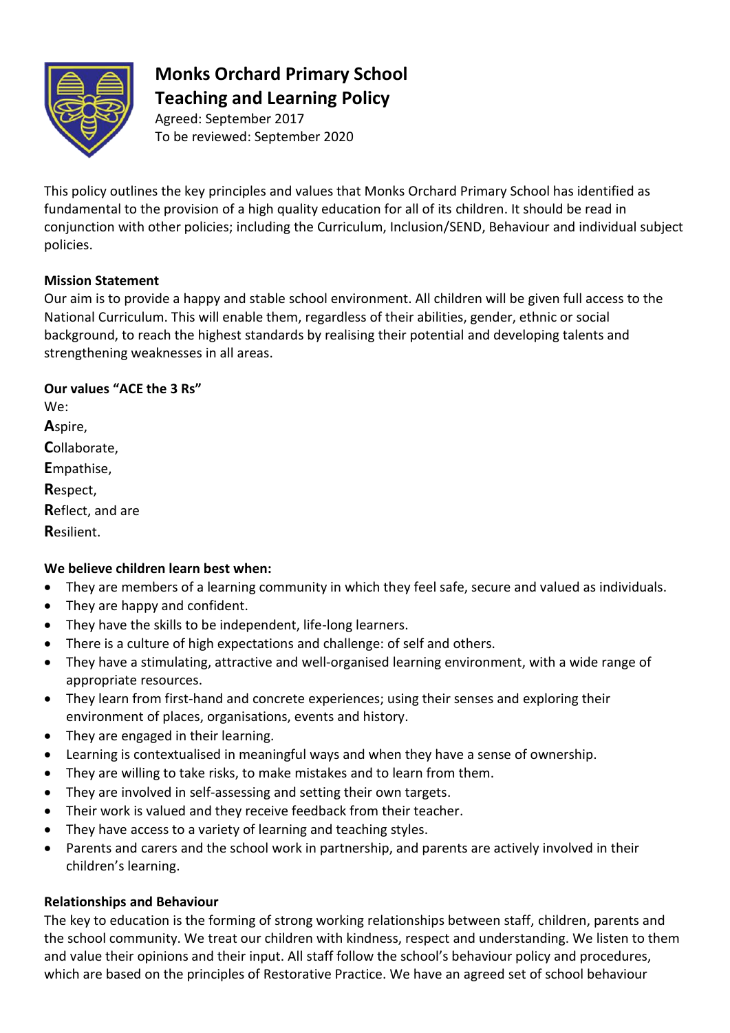# Monks Orchard Primary School
# Teaching and Learning Policy

Agreed: September 2017
To be reviewed: September 2020

This policy outlines the key principles and values that Monks Orchard Primary School has identified as fundamental to the provision of a high quality education for all of its children. It should be read in conjunction with other policies; including the Curriculum, Inclusion/SEND, Behaviour and individual subject policies.

**Mission Statement**

Our aim is to provide a happy and stable school environment. All children will be given full access to the National Curriculum. This will enable them, regardless of their abilities, gender, ethnic or social background, to reach the highest standards by realising their potential and developing talents and strengthening weaknesses in all areas.

**Our values "ACE the 3 Rs"**

We:
**A**spire,
**C**ollaborate,
**E**mpathise,
**R**espect,
**R**eflect, and are
**R**esilient.

**We believe children learn best when:**

- They are members of a learning community in which they feel safe, secure and valued as individuals.
- They are happy and confident.
- They have the skills to be independent, life-long learners.
- There is a culture of high expectations and challenge: of self and others.
- They have a stimulating, attractive and well-organised learning environment, with a wide range of appropriate resources.
- They learn from first-hand and concrete experiences; using their senses and exploring their environment of places, organisations, events and history.
- They are engaged in their learning.
- Learning is contextualised in meaningful ways and when they have a sense of ownership.
- They are willing to take risks, to make mistakes and to learn from them.
- They are involved in self-assessing and setting their own targets.
- Their work is valued and they receive feedback from their teacher.
- They have access to a variety of learning and teaching styles.
- Parents and carers and the school work in partnership, and parents are actively involved in their children's learning.

**Relationships and Behaviour**

The key to education is the forming of strong working relationships between staff, children, parents and the school community. We treat our children with kindness, respect and understanding. We listen to them and value their opinions and their input. All staff follow the school's behaviour policy and procedures, which are based on the principles of Restorative Practice. We have an agreed set of school behaviour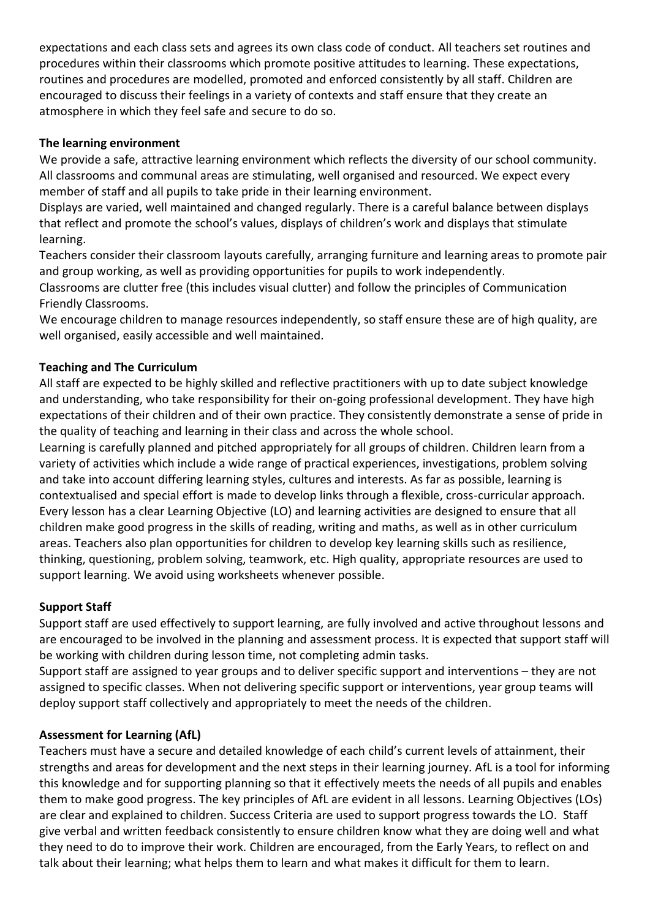expectations and each class sets and agrees its own class code of conduct. All teachers set routines and procedures within their classrooms which promote positive attitudes to learning. These expectations, routines and procedures are modelled, promoted and enforced consistently by all staff. Children are encouraged to discuss their feelings in a variety of contexts and staff ensure that they create an atmosphere in which they feel safe and secure to do so.

**The learning environment**

We provide a safe, attractive learning environment which reflects the diversity of our school community. All classrooms and communal areas are stimulating, well organised and resourced. We expect every member of staff and all pupils to take pride in their learning environment.

Displays are varied, well maintained and changed regularly. There is a careful balance between displays that reflect and promote the school's values, displays of children's work and displays that stimulate learning.

Teachers consider their classroom layouts carefully, arranging furniture and learning areas to promote pair and group working, as well as providing opportunities for pupils to work independently.

Classrooms are clutter free (this includes visual clutter) and follow the principles of Communication Friendly Classrooms.

We encourage children to manage resources independently, so staff ensure these are of high quality, are well organised, easily accessible and well maintained.

**Teaching and The Curriculum**

All staff are expected to be highly skilled and reflective practitioners with up to date subject knowledge and understanding, who take responsibility for their on-going professional development. They have high expectations of their children and of their own practice. They consistently demonstrate a sense of pride in the quality of teaching and learning in their class and across the whole school.

Learning is carefully planned and pitched appropriately for all groups of children. Children learn from a variety of activities which include a wide range of practical experiences, investigations, problem solving and take into account differing learning styles, cultures and interests. As far as possible, learning is contextualised and special effort is made to develop links through a flexible, cross-curricular approach. Every lesson has a clear Learning Objective (LO) and learning activities are designed to ensure that all children make good progress in the skills of reading, writing and maths, as well as in other curriculum areas. Teachers also plan opportunities for children to develop key learning skills such as resilience, thinking, questioning, problem solving, teamwork, etc. High quality, appropriate resources are used to support learning. We avoid using worksheets whenever possible.

**Support Staff**

Support staff are used effectively to support learning, are fully involved and active throughout lessons and are encouraged to be involved in the planning and assessment process. It is expected that support staff will be working with children during lesson time, not completing admin tasks.

Support staff are assigned to year groups and to deliver specific support and interventions – they are not assigned to specific classes. When not delivering specific support or interventions, year group teams will deploy support staff collectively and appropriately to meet the needs of the children.

**Assessment for Learning (AfL)**

Teachers must have a secure and detailed knowledge of each child's current levels of attainment, their strengths and areas for development and the next steps in their learning journey. AfL is a tool for informing this knowledge and for supporting planning so that it effectively meets the needs of all pupils and enables them to make good progress. The key principles of AfL are evident in all lessons. Learning Objectives (LOs) are clear and explained to children. Success Criteria are used to support progress towards the LO. Staff give verbal and written feedback consistently to ensure children know what they are doing well and what they need to do to improve their work. Children are encouraged, from the Early Years, to reflect on and talk about their learning; what helps them to learn and what makes it difficult for them to learn.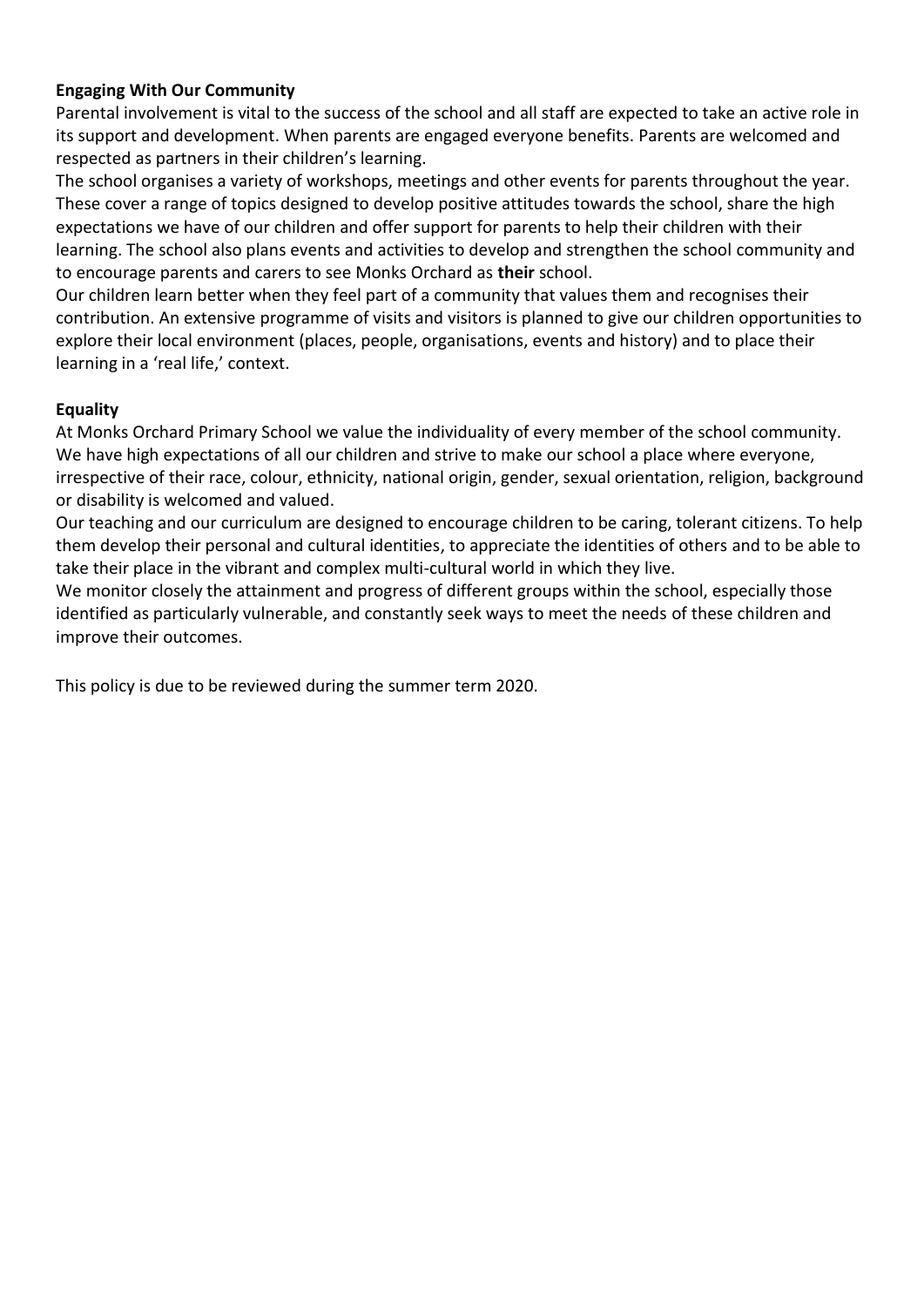**Engaging With Our Community**

Parental involvement is vital to the success of the school and all staff are expected to take an active role in its support and development. When parents are engaged everyone benefits. Parents are welcomed and respected as partners in their children's learning.

The school organises a variety of workshops, meetings and other events for parents throughout the year. These cover a range of topics designed to develop positive attitudes towards the school, share the high expectations we have of our children and offer support for parents to help their children with their learning. The school also plans events and activities to develop and strengthen the school community and to encourage parents and carers to see Monks Orchard as **their** school.

Our children learn better when they feel part of a community that values them and recognises their contribution. An extensive programme of visits and visitors is planned to give our children opportunities to explore their local environment (places, people, organisations, events and history) and to place their learning in a 'real life,' context.

**Equality**

At Monks Orchard Primary School we value the individuality of every member of the school community. We have high expectations of all our children and strive to make our school a place where everyone, irrespective of their race, colour, ethnicity, national origin, gender, sexual orientation, religion, background or disability is welcomed and valued.

Our teaching and our curriculum are designed to encourage children to be caring, tolerant citizens. To help them develop their personal and cultural identities, to appreciate the identities of others and to be able to take their place in the vibrant and complex multi-cultural world in which they live.

We monitor closely the attainment and progress of different groups within the school, especially those identified as particularly vulnerable, and constantly seek ways to meet the needs of these children and improve their outcomes.

This policy is due to be reviewed during the summer term 2020.